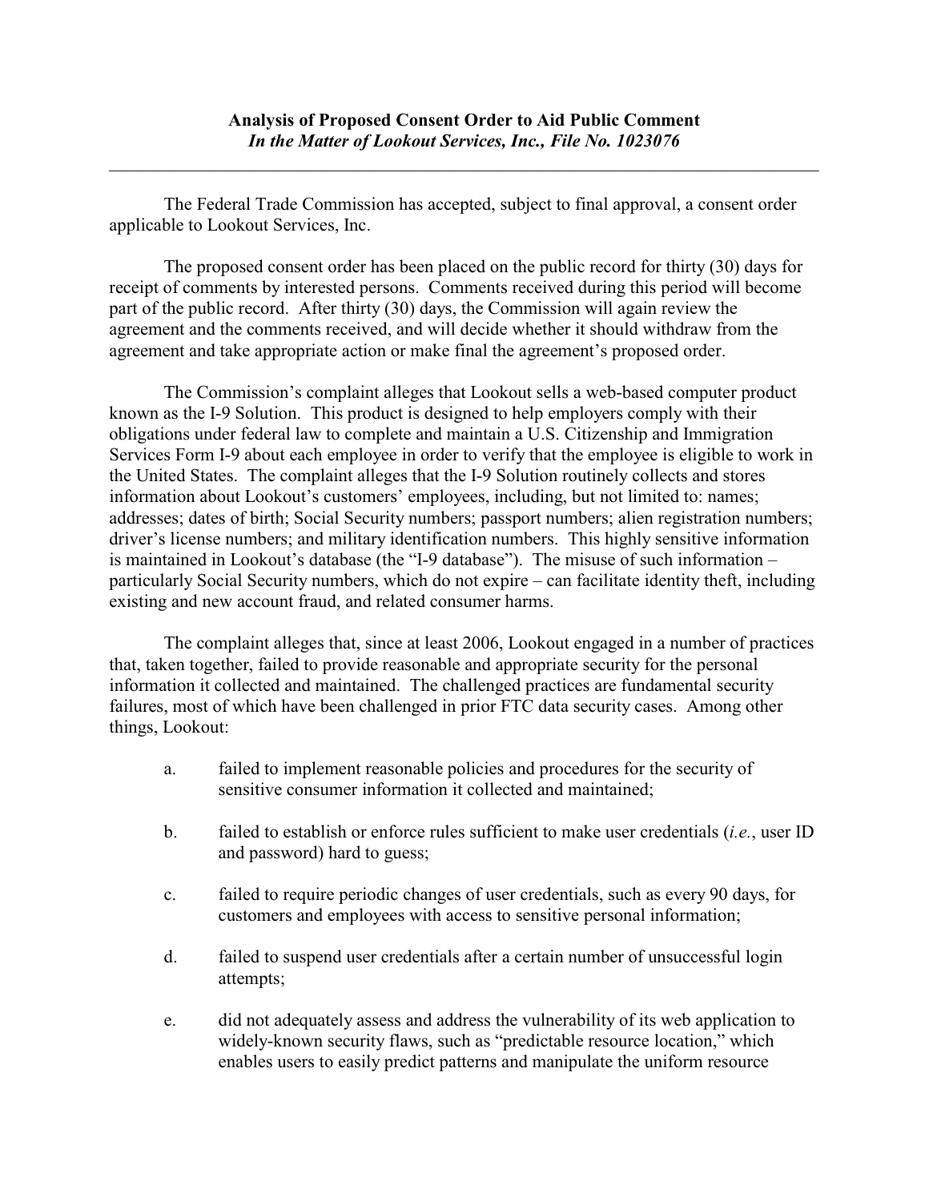**Analysis of Proposed Consent Order to Aid Public Comment**
***In the Matter of Lookout Services, Inc., File No. 1023076***

---

The Federal Trade Commission has accepted, subject to final approval, a consent order applicable to Lookout Services, Inc.

The proposed consent order has been placed on the public record for thirty (30) days for receipt of comments by interested persons. Comments received during this period will become part of the public record. After thirty (30) days, the Commission will again review the agreement and the comments received, and will decide whether it should withdraw from the agreement and take appropriate action or make final the agreement's proposed order.

The Commission's complaint alleges that Lookout sells a web-based computer product known as the I-9 Solution. This product is designed to help employers comply with their obligations under federal law to complete and maintain a U.S. Citizenship and Immigration Services Form I-9 about each employee in order to verify that the employee is eligible to work in the United States. The complaint alleges that the I-9 Solution routinely collects and stores information about Lookout's customers' employees, including, but not limited to: names; addresses; dates of birth; Social Security numbers; passport numbers; alien registration numbers; driver's license numbers; and military identification numbers. This highly sensitive information is maintained in Lookout's database (the "I-9 database"). The misuse of such information – particularly Social Security numbers, which do not expire – can facilitate identity theft, including existing and new account fraud, and related consumer harms.

The complaint alleges that, since at least 2006, Lookout engaged in a number of practices that, taken together, failed to provide reasonable and appropriate security for the personal information it collected and maintained. The challenged practices are fundamental security failures, most of which have been challenged in prior FTC data security cases. Among other things, Lookout:

a. failed to implement reasonable policies and procedures for the security of sensitive consumer information it collected and maintained;

b. failed to establish or enforce rules sufficient to make user credentials (*i.e.*, user ID and password) hard to guess;

c. failed to require periodic changes of user credentials, such as every 90 days, for customers and employees with access to sensitive personal information;

d. failed to suspend user credentials after a certain number of unsuccessful login attempts;

e. did not adequately assess and address the vulnerability of its web application to widely-known security flaws, such as "predictable resource location," which enables users to easily predict patterns and manipulate the uniform resource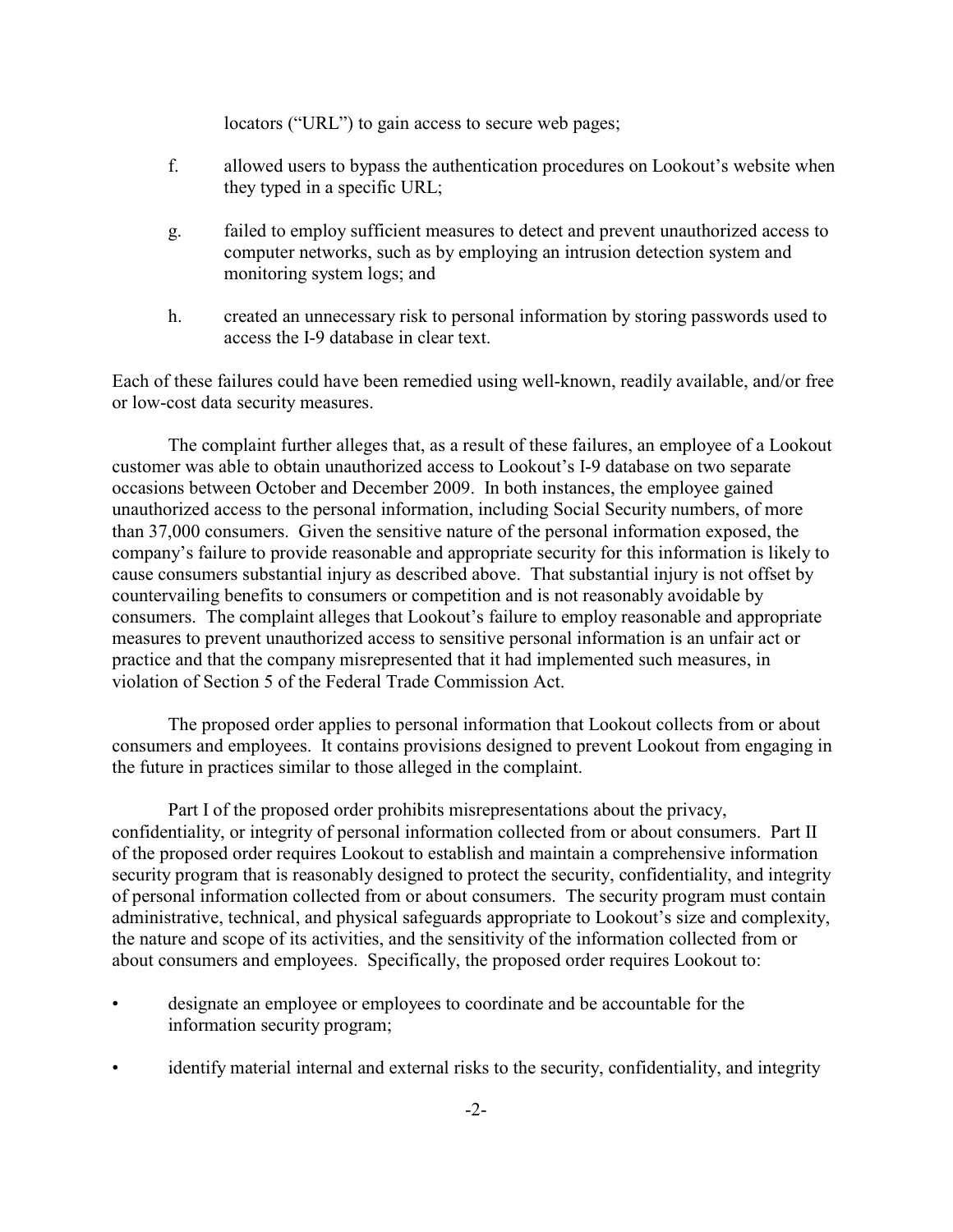locators ("URL") to gain access to secure web pages;

f. allowed users to bypass the authentication procedures on Lookout's website when they typed in a specific URL;

g. failed to employ sufficient measures to detect and prevent unauthorized access to computer networks, such as by employing an intrusion detection system and monitoring system logs; and

h. created an unnecessary risk to personal information by storing passwords used to access the I-9 database in clear text.

Each of these failures could have been remedied using well-known, readily available, and/or free or low-cost data security measures.

The complaint further alleges that, as a result of these failures, an employee of a Lookout customer was able to obtain unauthorized access to Lookout's I-9 database on two separate occasions between October and December 2009. In both instances, the employee gained unauthorized access to the personal information, including Social Security numbers, of more than 37,000 consumers. Given the sensitive nature of the personal information exposed, the company's failure to provide reasonable and appropriate security for this information is likely to cause consumers substantial injury as described above. That substantial injury is not offset by countervailing benefits to consumers or competition and is not reasonably avoidable by consumers. The complaint alleges that Lookout's failure to employ reasonable and appropriate measures to prevent unauthorized access to sensitive personal information is an unfair act or practice and that the company misrepresented that it had implemented such measures, in violation of Section 5 of the Federal Trade Commission Act.

The proposed order applies to personal information that Lookout collects from or about consumers and employees. It contains provisions designed to prevent Lookout from engaging in the future in practices similar to those alleged in the complaint.

Part I of the proposed order prohibits misrepresentations about the privacy, confidentiality, or integrity of personal information collected from or about consumers. Part II of the proposed order requires Lookout to establish and maintain a comprehensive information security program that is reasonably designed to protect the security, confidentiality, and integrity of personal information collected from or about consumers. The security program must contain administrative, technical, and physical safeguards appropriate to Lookout's size and complexity, the nature and scope of its activities, and the sensitivity of the information collected from or about consumers and employees. Specifically, the proposed order requires Lookout to:

- designate an employee or employees to coordinate and be accountable for the information security program;
- identify material internal and external risks to the security, confidentiality, and integrity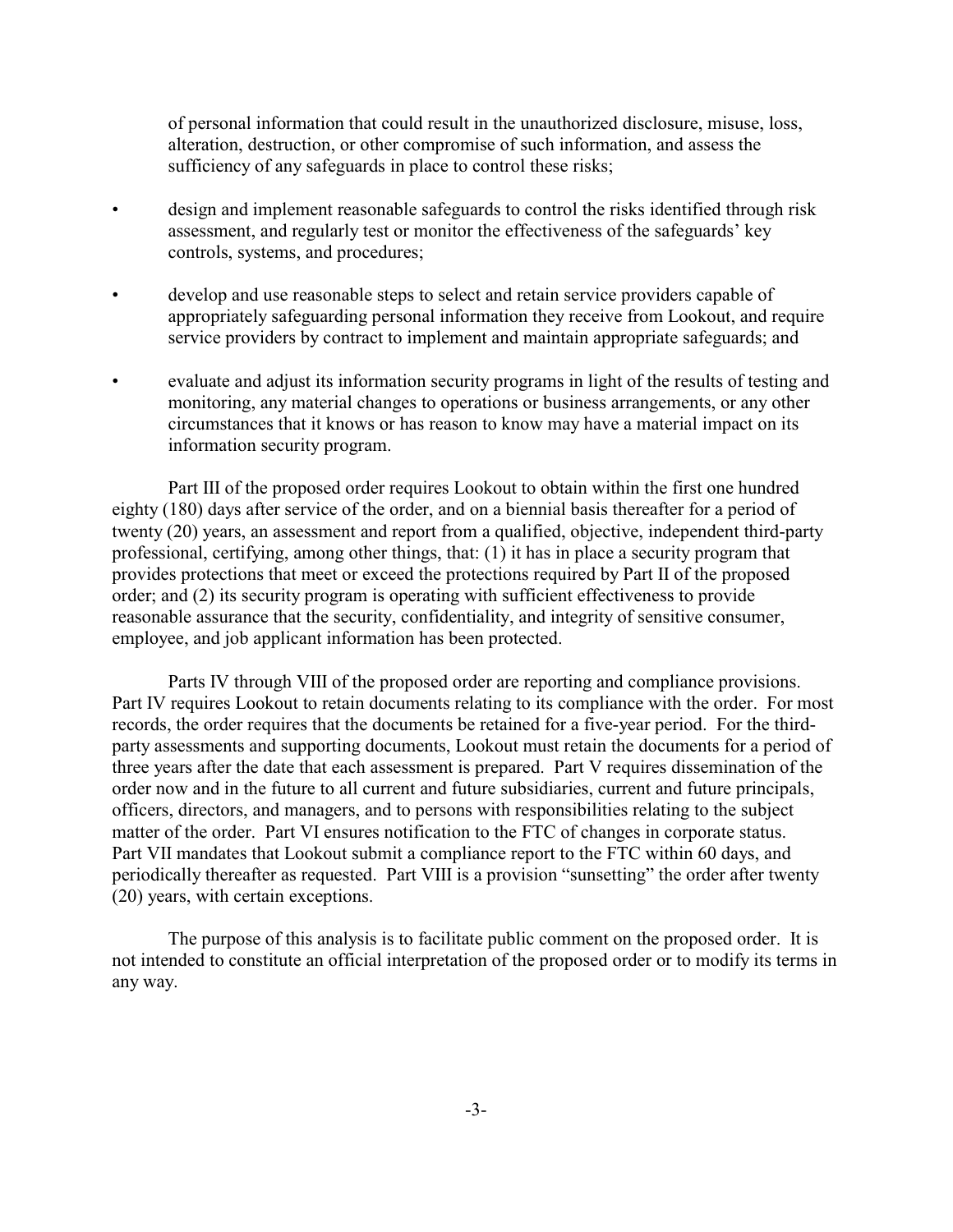of personal information that could result in the unauthorized disclosure, misuse, loss, alteration, destruction, or other compromise of such information, and assess the sufficiency of any safeguards in place to control these risks;

- design and implement reasonable safeguards to control the risks identified through risk assessment, and regularly test or monitor the effectiveness of the safeguards' key controls, systems, and procedures;
- develop and use reasonable steps to select and retain service providers capable of appropriately safeguarding personal information they receive from Lookout, and require service providers by contract to implement and maintain appropriate safeguards; and
- evaluate and adjust its information security programs in light of the results of testing and monitoring, any material changes to operations or business arrangements, or any other circumstances that it knows or has reason to know may have a material impact on its information security program.

Part III of the proposed order requires Lookout to obtain within the first one hundred eighty (180) days after service of the order, and on a biennial basis thereafter for a period of twenty (20) years, an assessment and report from a qualified, objective, independent third-party professional, certifying, among other things, that: (1) it has in place a security program that provides protections that meet or exceed the protections required by Part II of the proposed order; and (2) its security program is operating with sufficient effectiveness to provide reasonable assurance that the security, confidentiality, and integrity of sensitive consumer, employee, and job applicant information has been protected.

Parts IV through VIII of the proposed order are reporting and compliance provisions. Part IV requires Lookout to retain documents relating to its compliance with the order. For most records, the order requires that the documents be retained for a five-year period. For the third-party assessments and supporting documents, Lookout must retain the documents for a period of three years after the date that each assessment is prepared. Part V requires dissemination of the order now and in the future to all current and future subsidiaries, current and future principals, officers, directors, and managers, and to persons with responsibilities relating to the subject matter of the order. Part VI ensures notification to the FTC of changes in corporate status. Part VII mandates that Lookout submit a compliance report to the FTC within 60 days, and periodically thereafter as requested. Part VIII is a provision "sunsetting" the order after twenty (20) years, with certain exceptions.

The purpose of this analysis is to facilitate public comment on the proposed order. It is not intended to constitute an official interpretation of the proposed order or to modify its terms in any way.